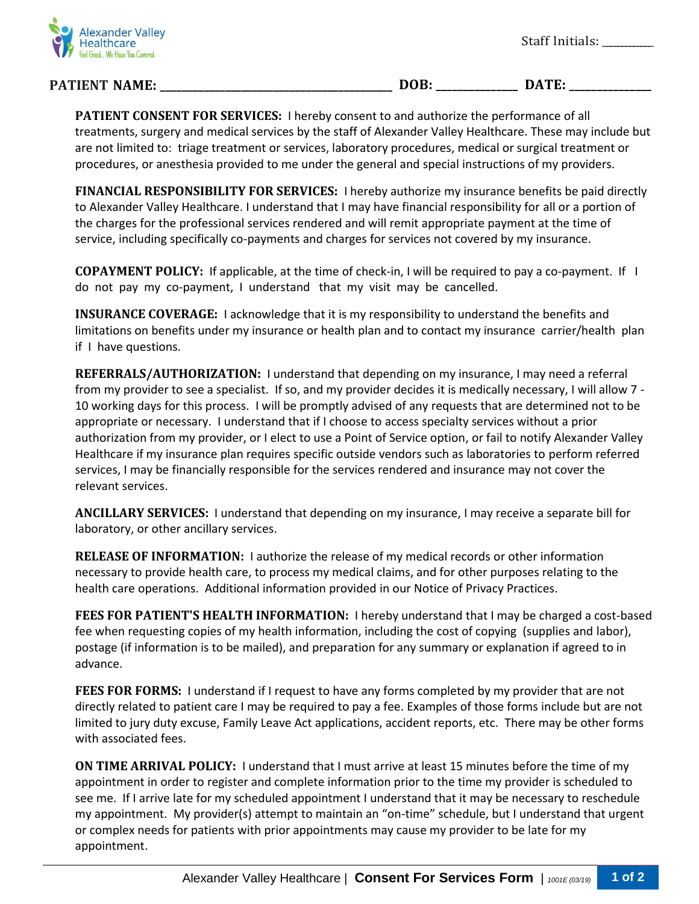Alexander Valley Healthcare
Feel Good... We Have You Covered

Staff Initials: __________

**PATIENT NAME:** ______________________________________ **DOB:** _____________ **DATE:** ______________

**PATIENT CONSENT FOR SERVICES:** I hereby consent to and authorize the performance of all treatments, surgery and medical services by the staff of Alexander Valley Healthcare. These may include but are not limited to: triage treatment or services, laboratory procedures, medical or surgical treatment or procedures, or anesthesia provided to me under the general and special instructions of my providers.

**FINANCIAL RESPONSIBILITY FOR SERVICES:** I hereby authorize my insurance benefits be paid directly to Alexander Valley Healthcare. I understand that I may have financial responsibility for all or a portion of the charges for the professional services rendered and will remit appropriate payment at the time of service, including specifically co-payments and charges for services not covered by my insurance.

**COPAYMENT POLICY:** If applicable, at the time of check-in, I will be required to pay a co-payment. If I do not pay my co-payment, I understand that my visit may be cancelled.

**INSURANCE COVERAGE:** I acknowledge that it is my responsibility to understand the benefits and limitations on benefits under my insurance or health plan and to contact my insurance carrier/health plan if I have questions.

**REFERRALS/AUTHORIZATION:** I understand that depending on my insurance, I may need a referral from my provider to see a specialist. If so, and my provider decides it is medically necessary, I will allow 7 - 10 working days for this process. I will be promptly advised of any requests that are determined not to be appropriate or necessary. I understand that if I choose to access specialty services without a prior authorization from my provider, or I elect to use a Point of Service option, or fail to notify Alexander Valley Healthcare if my insurance plan requires specific outside vendors such as laboratories to perform referred services, I may be financially responsible for the services rendered and insurance may not cover the relevant services.

**ANCILLARY SERVICES:** I understand that depending on my insurance, I may receive a separate bill for laboratory, or other ancillary services.

**RELEASE OF INFORMATION:** I authorize the release of my medical records or other information necessary to provide health care, to process my medical claims, and for other purposes relating to the health care operations. Additional information provided in our Notice of Privacy Practices.

**FEES FOR PATIENT'S HEALTH INFORMATION:** I hereby understand that I may be charged a cost-based fee when requesting copies of my health information, including the cost of copying (supplies and labor), postage (if information is to be mailed), and preparation for any summary or explanation if agreed to in advance.

**FEES FOR FORMS:** I understand if I request to have any forms completed by my provider that are not directly related to patient care I may be required to pay a fee. Examples of those forms include but are not limited to jury duty excuse, Family Leave Act applications, accident reports, etc. There may be other forms with associated fees.

**ON TIME ARRIVAL POLICY:** I understand that I must arrive at least 15 minutes before the time of my appointment in order to register and complete information prior to the time my provider is scheduled to see me. If I arrive late for my scheduled appointment I understand that it may be necessary to reschedule my appointment. My provider(s) attempt to maintain an "on-time" schedule, but I understand that urgent or complex needs for patients with prior appointments may cause my provider to be late for my appointment.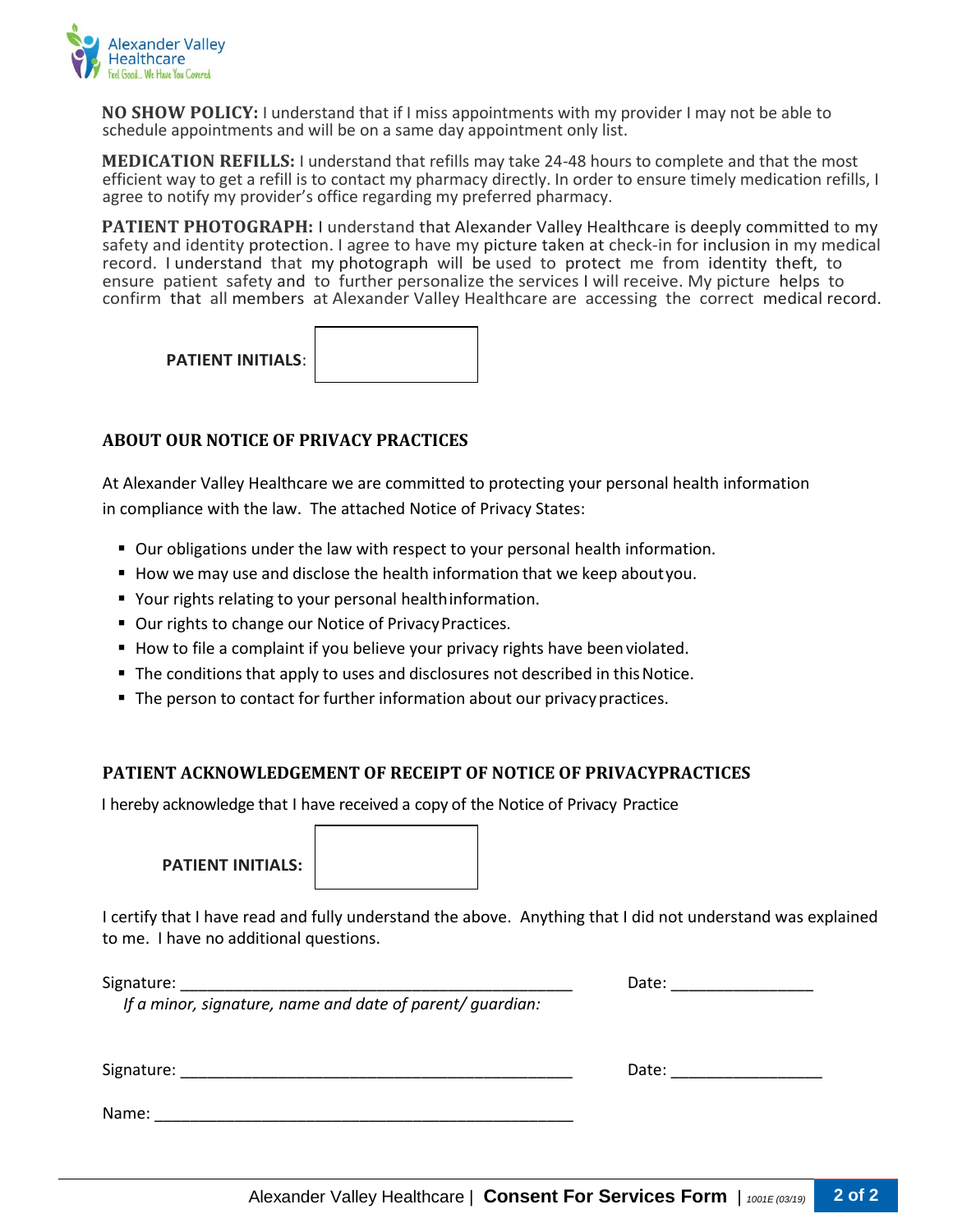**NO SHOW POLICY:** I understand that if I miss appointments with my provider I may not be able to schedule appointments and will be on a same day appointment only list.

**MEDICATION REFILLS:** I understand that refills may take 24-48 hours to complete and that the most efficient way to get a refill is to contact my pharmacy directly. In order to ensure timely medication refills, I agree to notify my provider's office regarding my preferred pharmacy.

**PATIENT PHOTOGRAPH:** I understand that Alexander Valley Healthcare is deeply committed to my safety and identity protection. I agree to have my picture taken at check-in for inclusion in my medical record. I understand that my photograph will be used to protect me from identity theft, to ensure patient safety and to further personalize the services I will receive. My picture helps to confirm that all members at Alexander Valley Healthcare are accessing the correct medical record.

**PATIENT INITIALS**: ____________

## ABOUT OUR NOTICE OF PRIVACY PRACTICES

At Alexander Valley Healthcare we are committed to protecting your personal health information in compliance with the law. The attached Notice of Privacy States:

- Our obligations under the law with respect to your personal health information.
- How we may use and disclose the health information that we keep about you.
- Your rights relating to your personal health information.
- Our rights to change our Notice of Privacy Practices.
- How to file a complaint if you believe your privacy rights have been violated.
- The conditions that apply to uses and disclosures not described in this Notice.
- The person to contact for further information about our privacy practices.

## PATIENT ACKNOWLEDGEMENT OF RECEIPT OF NOTICE OF PRIVACYPRACTICES

I hereby acknowledge that I have received a copy of the Notice of Privacy Practice

**PATIENT INITIALS:** ____________

I certify that I have read and fully understand the above. Anything that I did not understand was explained to me. I have no additional questions.

Signature: ______________________________________________ Date: ________________

*If a minor, signature, name and date of parent/ guardian:*

Signature: ______________________________________________ Date: _________________

Name: _________________________________________________

Alexander Valley Healthcare | **Consent For Services Form** | *1001E (03/19)*